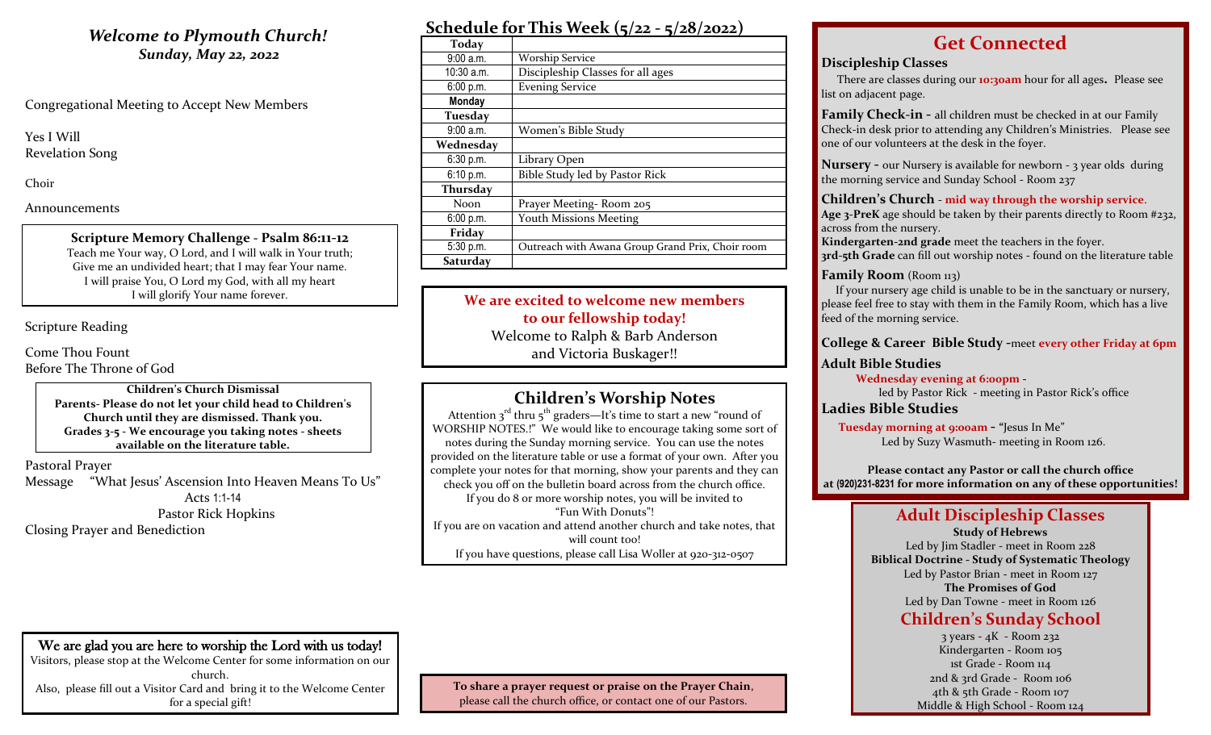## *Welcome to Plymouth Church!*
### *Sunday, May 22, 2022*

Congregational Meeting to Accept New Members

Yes I Will
Revelation Song

Choir

Announcements

**Scripture Memory Challenge - Psalm 86:11-12**
Teach me Your way, O Lord, and I will walk in Your truth;
Give me an undivided heart; that I may fear Your name.
I will praise You, O Lord my God, with all my heart
I will glorify Your name forever.

Scripture Reading

Come Thou Fount
Before The Throne of God

**Children's Church Dismissal**
**Parents- Please do not let your child head to Children's Church until they are dismissed. Thank you.**
**Grades 3-5 - We encourage you taking notes - sheets available on the literature table.**

Pastoral Prayer
Message "What Jesus' Ascension Into Heaven Means To Us"
Acts 1:1-14
Pastor Rick Hopkins
Closing Prayer and Benediction

**We are glad you are here to worship the Lord with us today!**
Visitors, please stop at the Welcome Center for some information on our church.
Also, please fill out a Visitor Card and bring it to the Welcome Center for a special gift!

## Schedule for This Week (5/22 - 5/28/2022)

| **Today** | |
|---|---|
| 9:00 a.m. | Worship Service |
| 10:30 a.m. | Discipleship Classes for all ages |
| 6:00 p.m. | Evening Service |
| **Monday** | |
| **Tuesday** | |
| 9:00 a.m. | Women's Bible Study |
| **Wednesday** | |
| 6:30 p.m. | Library Open |
| 6:10 p.m. | Bible Study led by Pastor Rick |
| **Thursday** | |
| Noon | Prayer Meeting- Room 205 |
| 6:00 p.m. | Youth Missions Meeting |
| **Friday** | |
| 5:30 p.m. | Outreach with Awana Group Grand Prix, Choir room |
| **Saturday** | |

**We are excited to welcome new members to our fellowship today!**
Welcome to Ralph & Barb Anderson and Victoria Buskager!!

## Children's Worship Notes

Attention 3rd thru 5th graders—It's time to start a new "round of WORSHIP NOTES.!" We would like to encourage taking some sort of notes during the Sunday morning service. You can use the notes provided on the literature table or use a format of your own. After you complete your notes for that morning, show your parents and they can check you off on the bulletin board across from the church office.
If you do 8 or more worship notes, you will be invited to "Fun With Donuts"!
If you are on vacation and attend another church and take notes, that will count too!
If you have questions, please call Lisa Woller at 920-312-0507

**To share a prayer request or praise on the Prayer Chain**, please call the church office, or contact one of our Pastors.

## Get Connected

### Discipleship Classes

There are classes during our **10:30am** hour for all ages**.** Please see list on adjacent page.

**Family Check-in -** all children must be checked in at our Family Check-in desk prior to attending any Children's Ministries. Please see one of our volunteers at the desk in the foyer.

**Nursery -** our Nursery is available for newborn - 3 year olds during the morning service and Sunday School - Room 237

**Children's Church** - **mid way through the worship service**.
**Age 3-PreK** age should be taken by their parents directly to Room #232, across from the nursery.
**Kindergarten-2nd grade** meet the teachers in the foyer.
**3rd-5th Grade** can fill out worship notes - found on the literature table

**Family Room** (Room 113)
If your nursery age child is unable to be in the sanctuary or nursery, please feel free to stay with them in the Family Room, which has a live feed of the morning service.

**College & Career Bible Study -**meet **every other Friday at 6pm**

### Adult Bible Studies

**Wednesday evening at 6:00pm** -
led by Pastor Rick - meeting in Pastor Rick's office

### Ladies Bible Studies

**Tuesday morning at 9:00am -** "Jesus In Me"
Led by Suzy Wasmuth- meeting in Room 126.

**Please contact any Pastor or call the church office at (920)231-8231 for more information on any of these opportunities!**

## Adult Discipleship Classes

**Study of Hebrews**
Led by Jim Stadler - meet in Room 228
**Biblical Doctrine - Study of Systematic Theology**
Led by Pastor Brian - meet in Room 127
**The Promises of God**
Led by Dan Towne - meet in Room 126

## Children's Sunday School

3 years - 4K - Room 232
Kindergarten - Room 105
1st Grade - Room 114
2nd & 3rd Grade - Room 106
4th & 5th Grade - Room 107
Middle & High School - Room 124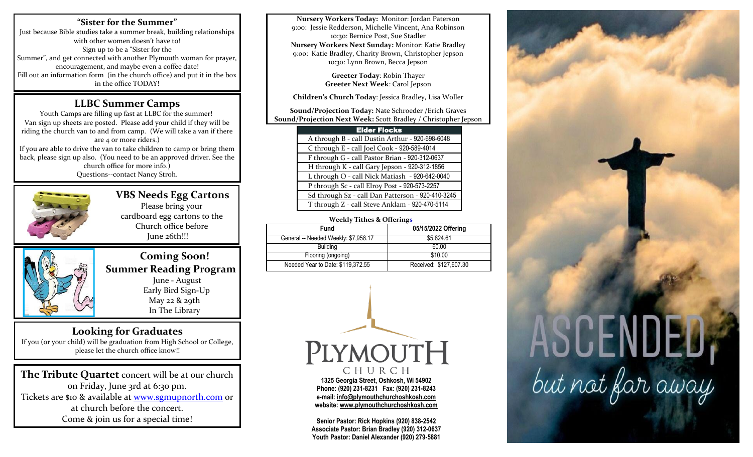## "Sister for the Summer"

Just because Bible studies take a summer break, building relationships with other women doesn't have to!
Sign up to be a "Sister for the Summer", and get connected with another Plymouth woman for prayer, encouragement, and maybe even a coffee date!
Fill out an information form (in the church office) and put it in the box in the office TODAY!

## LLBC Summer Camps

Youth Camps are filling up fast at LLBC for the summer!
Van sign up sheets are posted. Please add your child if they will be riding the church van to and from camp. (We will take a van if there are 4 or more riders.)
If you are able to drive the van to take children to camp or bring them back, please sign up also. (You need to be an approved driver. See the church office for more info.)
Questions--contact Nancy Stroh.

## VBS Needs Egg Cartons

Please bring your cardboard egg cartons to the Church office before June 26th!!!

## Coming Soon!
## Summer Reading Program

June - August
Early Bird Sign-Up
May 22 & 29th
In The Library

## Looking for Graduates

If you (or your child) will be graduation from High School or College, please let the church office know!!

**The Tribute Quartet** concert will be at our church on Friday, June 3rd at 6:30 pm.
Tickets are $10 & available at www.sgmupnorth.com or at church before the concert.
Come & join us for a special time!

**Nursery Workers Today:** Monitor: Jordan Paterson
9:00: Jessie Redderson, Michelle Vincent, Ana Robinson
10:30: Bernice Post, Sue Stadler
**Nursery Workers Next Sunday:** Monitor: Katie Bradley
9:00: Katie Bradley, Charity Brown, Christopher Jepson
10:30: Lynn Brown, Becca Jepson

**Greeter Today**: Robin Thayer
**Greeter Next Week**: Carol Jepson

**Children's Church Today**: Jessica Bradley, Lisa Woller

**Sound/Projection Today:** Nate Schroeder /Erich Graves
**Sound/Projection Next Week:** Scott Bradley / Christopher Jepson

| Elder Flocks |
|---|
| A through B - call Dustin Arthur - 920-698-6048 |
| C through E - call Joel Cook - 920-589-4014 |
| F through G - call Pastor Brian - 920-312-0637 |
| H through K - call Gary Jepson - 920-312-1856 |
| L through O - call Nick Matiash - 920-642-0040 |
| P through Sc - call Elroy Post - 920-573-2257 |
| Sd through Sz - call Dan Patterson - 920-410-3245 |
| T through Z - call Steve Anklam - 920-470-5114 |

**Weekly Tithes & Offerings**

| Fund | 05/15/2022 Offering |
|---|---|
| General -- Needed Weekly: $7,958.17 | $5,824.61 |
| Building | 60.00 |
| Flooring (ongoing) | $10.00 |
| Needed Year to Date: $119,372.55 | Received: $127,607.30 |

PLYMOUTH CHURCH
1325 Georgia Street, Oshkosh, WI 54902
Phone: (920) 231-8231 Fax: (920) 231-8243
e-mail: info@plymouthchurchoshkosh.com
website: www.plymouthchurchoshkosh.com

Senior Pastor: Rick Hopkins (920) 838-2542
Associate Pastor: Brian Bradley (920) 312-0637
Youth Pastor: Daniel Alexander (920) 279-5881

ASCENDED, but not far away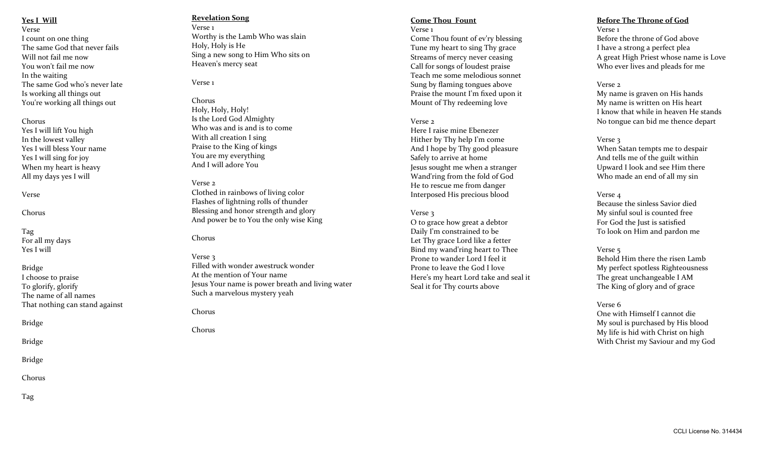## Yes I Will

Verse
I count on one thing
The same God that never fails
Will not fail me now
You won't fail me now
In the waiting
The same God who's never late
Is working all things out
You're working all things out

Chorus
Yes I will lift You high
In the lowest valley
Yes I will bless Your name
Yes I will sing for joy
When my heart is heavy
All my days yes I will

Verse

Chorus

Tag
For all my days
Yes I will

Bridge
I choose to praise
To glorify, glorify
The name of all names
That nothing can stand against

Bridge

Bridge

Bridge

Chorus

Tag

## Revelation Song

Verse 1
Worthy is the Lamb Who was slain
Holy, Holy is He
Sing a new song to Him Who sits on
Heaven's mercy seat

Verse 1

Chorus
Holy, Holy, Holy!
Is the Lord God Almighty
Who was and is and is to come
With all creation I sing
Praise to the King of kings
You are my everything
And I will adore You

Verse 2
Clothed in rainbows of living color
Flashes of lightning rolls of thunder
Blessing and honor strength and glory
And power be to You the only wise King

Chorus

Verse 3
Filled with wonder awestruck wonder
At the mention of Your name
Jesus Your name is power breath and living water
Such a marvelous mystery yeah

Chorus

Chorus

## Come Thou Fount

Verse 1
Come Thou fount of ev'ry blessing
Tune my heart to sing Thy grace
Streams of mercy never ceasing
Call for songs of loudest praise
Teach me some melodious sonnet
Sung by flaming tongues above
Praise the mount I'm fixed upon it
Mount of Thy redeeming love

Verse 2
Here I raise mine Ebenezer
Hither by Thy help I'm come
And I hope by Thy good pleasure
Safely to arrive at home
Jesus sought me when a stranger
Wand'ring from the fold of God
He to rescue me from danger
Interposed His precious blood

Verse 3
O to grace how great a debtor
Daily I'm constrained to be
Let Thy grace Lord like a fetter
Bind my wand'ring heart to Thee
Prone to wander Lord I feel it
Prone to leave the God I love
Here's my heart Lord take and seal it
Seal it for Thy courts above

## Before The Throne of God

Verse 1
Before the throne of God above
I have a strong a perfect plea
A great High Priest whose name is Love
Who ever lives and pleads for me

Verse 2
My name is graven on His hands
My name is written on His heart
I know that while in heaven He stands
No tongue can bid me thence depart

Verse 3
When Satan tempts me to despair
And tells me of the guilt within
Upward I look and see Him there
Who made an end of all my sin

Verse 4
Because the sinless Savior died
My sinful soul is counted free
For God the Just is satisfied
To look on Him and pardon me

Verse 5
Behold Him there the risen Lamb
My perfect spotless Righteousness
The great unchangeable I AM
The King of glory and of grace

Verse 6
One with Himself I cannot die
My soul is purchased by His blood
My life is hid with Christ on high
With Christ my Saviour and my God

CCLI License No. 314434